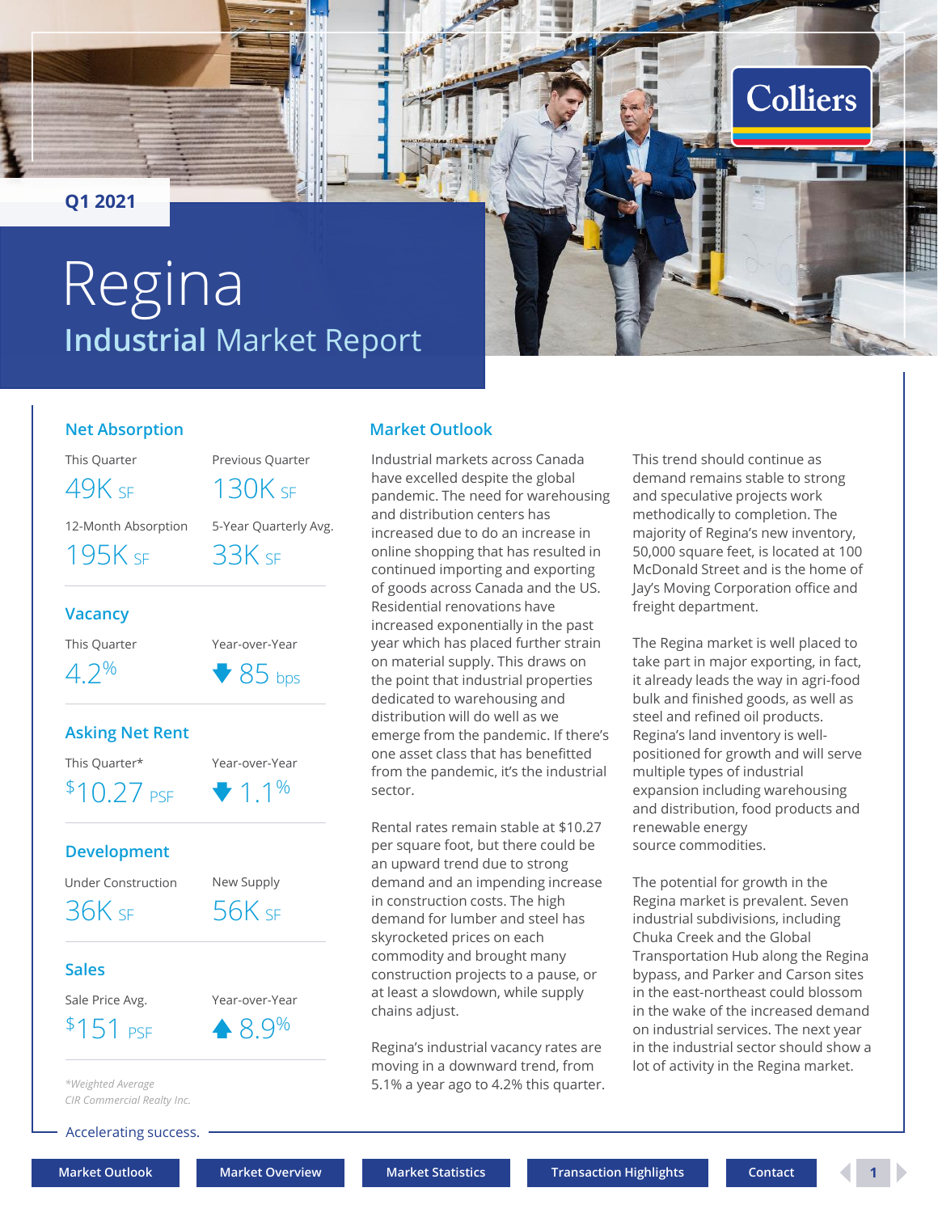Q1 2021

# Regina

## Industrial Market Report

### Net Absorption

| This Quarter | Previous Quarter |
|---|---|
| 49K SF | 130K SF |

| 12-Month Absorption | 5-Year Quarterly Avg. |
|---|---|
| 195K SF | 33K SF |

### Vacancy

| This Quarter | Year-over-Year |
|---|---|
| 4.2% | ▼ 85 bps |

### Asking Net Rent

| This Quarter* | Year-over-Year |
|---|---|
| $10.27 PSF | ▼ 1.1% |

### Development

| Under Construction | New Supply |
|---|---|
| 36K SF | 56K SF |

### Sales

| Sale Price Avg. | Year-over-Year |
|---|---|
| $151 PSF | ▲ 8.9% |

*Weighted Average*

*CIR Commercial Realty Inc.*

### Market Outlook

Industrial markets across Canada have excelled despite the global pandemic. The need for warehousing and distribution centers has increased due to do an increase in online shopping that has resulted in continued importing and exporting of goods across Canada and the US. Residential renovations have increased exponentially in the past year which has placed further strain on material supply. This draws on the point that industrial properties dedicated to warehousing and distribution will do well as we emerge from the pandemic. If there's one asset class that has benefitted from the pandemic, it's the industrial sector.

Rental rates remain stable at $10.27 per square foot, but there could be an upward trend due to strong demand and an impending increase in construction costs. The high demand for lumber and steel has skyrocketed prices on each commodity and brought many construction projects to a pause, or at least a slowdown, while supply chains adjust.

Regina's industrial vacancy rates are moving in a downward trend, from 5.1% a year ago to 4.2% this quarter. This trend should continue as demand remains stable to strong and speculative projects work methodically to completion. The majority of Regina's new inventory, 50,000 square feet, is located at 100 McDonald Street and is the home of Jay's Moving Corporation office and freight department.

The Regina market is well placed to take part in major exporting, in fact, it already leads the way in agri-food bulk and finished goods, as well as steel and refined oil products. Regina's land inventory is well-positioned for growth and will serve multiple types of industrial expansion including warehousing and distribution, food products and renewable energy source commodities.

The potential for growth in the Regina market is prevalent. Seven industrial subdivisions, including Chuka Creek and the Global Transportation Hub along the Regina bypass, and Parker and Carson sites in the east-northeast could blossom in the wake of the increased demand on industrial services. The next year in the industrial sector should show a lot of activity in the Regina market.

Accelerating success.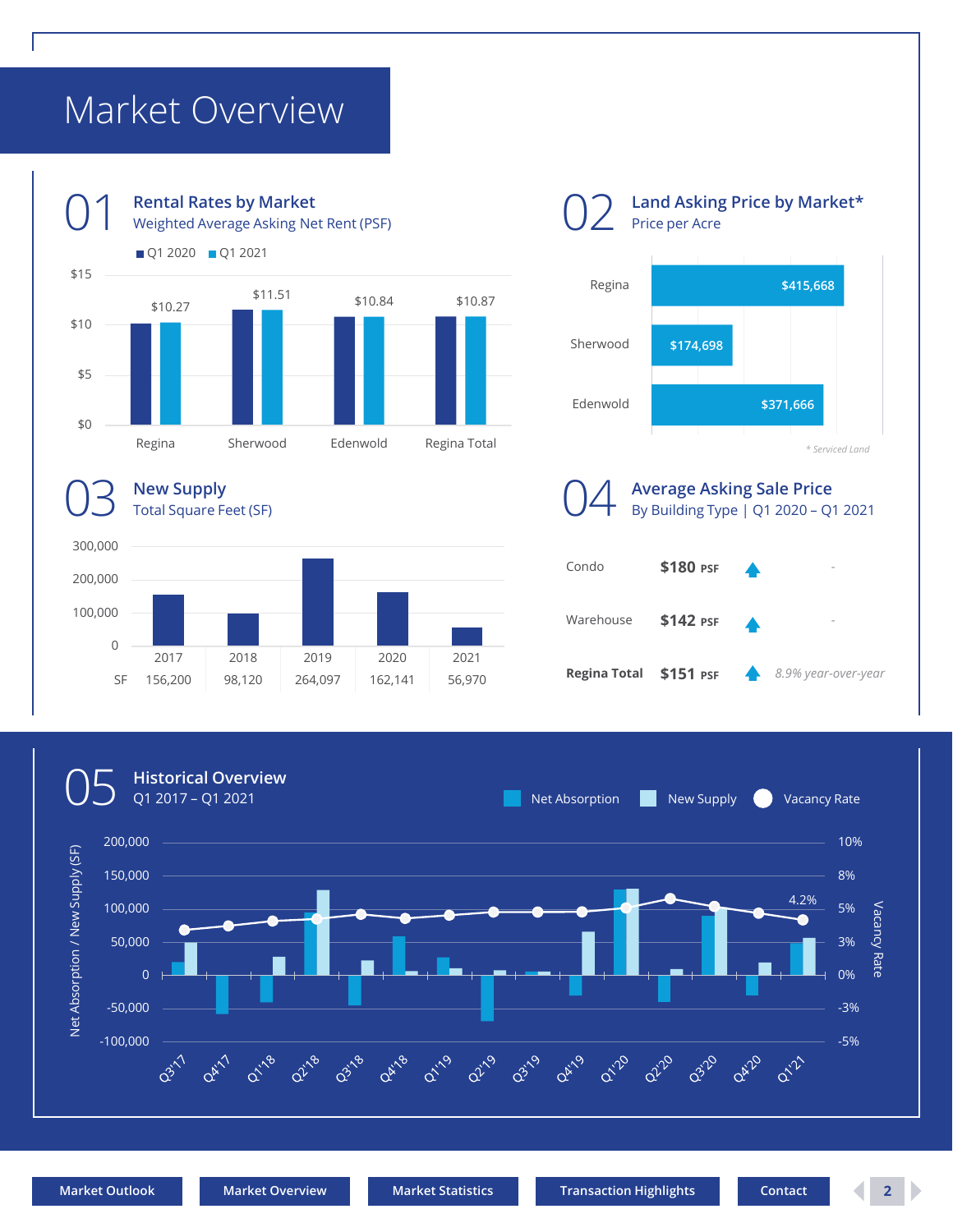# Market Overview

## 01 Rental Rates by Market

Weighted Average Asking Net Rent (PSF)

| Market | Q1 2020 | Q1 2021 |
|---|---|---|
| Regina | | $10.27 |
| Sherwood | | $11.51 |
| Edenwold | | $10.84 |
| Regina Total | | $10.87 |

## 02 Land Asking Price by Market*

Price per Acre

| Market | Price per Acre |
|---|---|
| Regina | $415,668 |
| Sherwood | $174,698 |
| Edenwold | $371,666 |

*\* Serviced Land*

## 03 New Supply

Total Square Feet (SF)

| | 2017 | 2018 | 2019 | 2020 | 2021 |
|---|---|---|---|---|---|
| SF | 156,200 | 98,120 | 264,097 | 162,141 | 56,970 |

## 04 Average Asking Sale Price

By Building Type | Q1 2020 – Q1 2021

| Building Type | Price | Change |
|---|---|---|
| Condo | $180 PSF | ▲ - |
| Warehouse | $142 PSF | ▲ - |
| **Regina Total** | $151 PSF | ▲ *8.9% year-over-year* |

## 05 Historical Overview

Q1 2017 – Q1 2021

Net Absorption / New Supply (SF) and Vacancy Rate, Q3'17 – Q1'21. Vacancy Rate Q1'21: 4.2%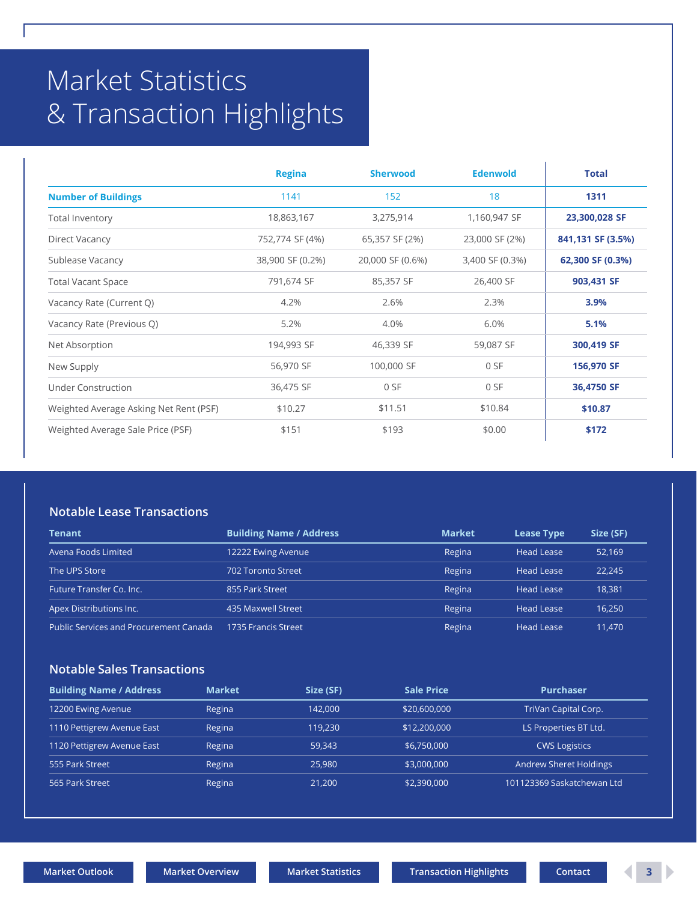# Market Statistics & Transaction Highlights

| | Regina | Sherwood | Edenwold | Total |
|---|---|---|---|---|
| **Number of Buildings** | 1141 | 152 | 18 | **1311** |
| Total Inventory | 18,863,167 | 3,275,914 | 1,160,947 SF | **23,300,028 SF** |
| Direct Vacancy | 752,774 SF (4%) | 65,357 SF (2%) | 23,000 SF (2%) | **841,131 SF (3.5%)** |
| Sublease Vacancy | 38,900 SF (0.2%) | 20,000 SF (0.6%) | 3,400 SF (0.3%) | **62,300 SF (0.3%)** |
| Total Vacant Space | 791,674 SF | 85,357 SF | 26,400 SF | **903,431 SF** |
| Vacancy Rate (Current Q) | 4.2% | 2.6% | 2.3% | **3.9%** |
| Vacancy Rate (Previous Q) | 5.2% | 4.0% | 6.0% | **5.1%** |
| Net Absorption | 194,993 SF | 46,339 SF | 59,087 SF | **300,419 SF** |
| New Supply | 56,970 SF | 100,000 SF | 0 SF | **156,970 SF** |
| Under Construction | 36,475 SF | 0 SF | 0 SF | **36,4750 SF** |
| Weighted Average Asking Net Rent (PSF) | $10.27 | $11.51 | $10.84 | **$10.87** |
| Weighted Average Sale Price (PSF) | $151 | $193 | $0.00 | **$172** |

## Notable Lease Transactions

| Tenant | Building Name / Address | Market | Lease Type | Size (SF) |
|---|---|---|---|---|
| Avena Foods Limited | 12222 Ewing Avenue | Regina | Head Lease | 52,169 |
| The UPS Store | 702 Toronto Street | Regina | Head Lease | 22,245 |
| Future Transfer Co. Inc. | 855 Park Street | Regina | Head Lease | 18,381 |
| Apex Distributions Inc. | 435 Maxwell Street | Regina | Head Lease | 16,250 |
| Public Services and Procurement Canada | 1735 Francis Street | Regina | Head Lease | 11,470 |

## Notable Sales Transactions

| Building Name / Address | Market | Size (SF) | Sale Price | Purchaser |
|---|---|---|---|---|
| 12200 Ewing Avenue | Regina | 142,000 | $20,600,000 | TriVan Capital Corp. |
| 1110 Pettigrew Avenue East | Regina | 119,230 | $12,200,000 | LS Properties BT Ltd. |
| 1120 Pettigrew Avenue East | Regina | 59,343 | $6,750,000 | CWS Logistics |
| 555 Park Street | Regina | 25,980 | $3,000,000 | Andrew Sheret Holdings |
| 565 Park Street | Regina | 21,200 | $2,390,000 | 101123369 Saskatchewan Ltd |

Market Outlook | Market Overview | Market Statistics | Transaction Highlights | Contact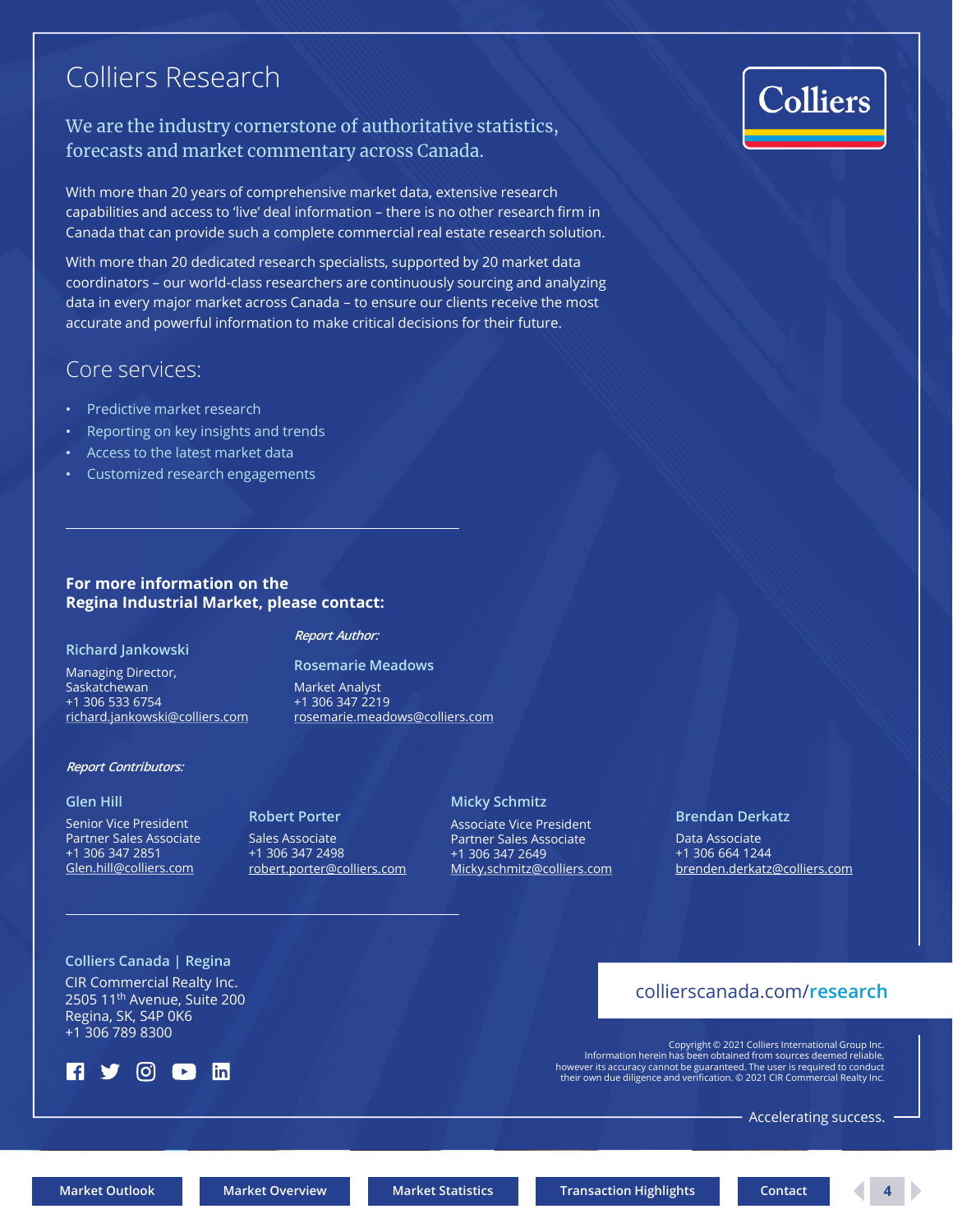# Colliers Research

## We are the industry cornerstone of authoritative statistics, forecasts and market commentary across Canada.

With more than 20 years of comprehensive market data, extensive research capabilities and access to 'live' deal information – there is no other research firm in Canada that can provide such a complete commercial real estate research solution.

With more than 20 dedicated research specialists, supported by 20 market data coordinators – our world-class researchers are continuously sourcing and analyzing data in every major market across Canada – to ensure our clients receive the most accurate and powerful information to make critical decisions for their future.

## Core services:

- Predictive market research
- Reporting on key insights and trends
- Access to the latest market data
- Customized research engagements

**For more information on the Regina Industrial Market, please contact:**

**Richard Jankowski**
Managing Director, Saskatchewan
+1 306 533 6754
richard.jankowski@colliers.com

*Report Author:*

**Rosemarie Meadows**
Market Analyst
+1 306 347 2219
rosemarie.meadows@colliers.com

*Report Contributors:*

**Glen Hill**
Senior Vice President
Partner Sales Associate
+1 306 347 2851
Glen.hill@colliers.com

**Robert Porter**
Sales Associate
+1 306 347 2498
robert.porter@colliers.com

**Micky Schmitz**
Associate Vice President
Partner Sales Associate
+1 306 347 2649
Micky,schmitz@colliers.com

**Brendan Derkatz**
Data Associate
+1 306 664 1244
brenden.derkatz@colliers.com

**Colliers Canada | Regina**
CIR Commercial Realty Inc.
2505 11th Avenue, Suite 200
Regina, SK, S4P 0K6
+1 306 789 8300

collierscanada.com/research

Copyright © 2021 Colliers International Group Inc.
Information herein has been obtained from sources deemed reliable, however its accuracy cannot be guaranteed. The user is required to conduct their own due diligence and verification. © 2021 CIR Commercial Realty Inc.

Accelerating success.

Market Outlook | Market Overview | Market Statistics | Transaction Highlights | Contact